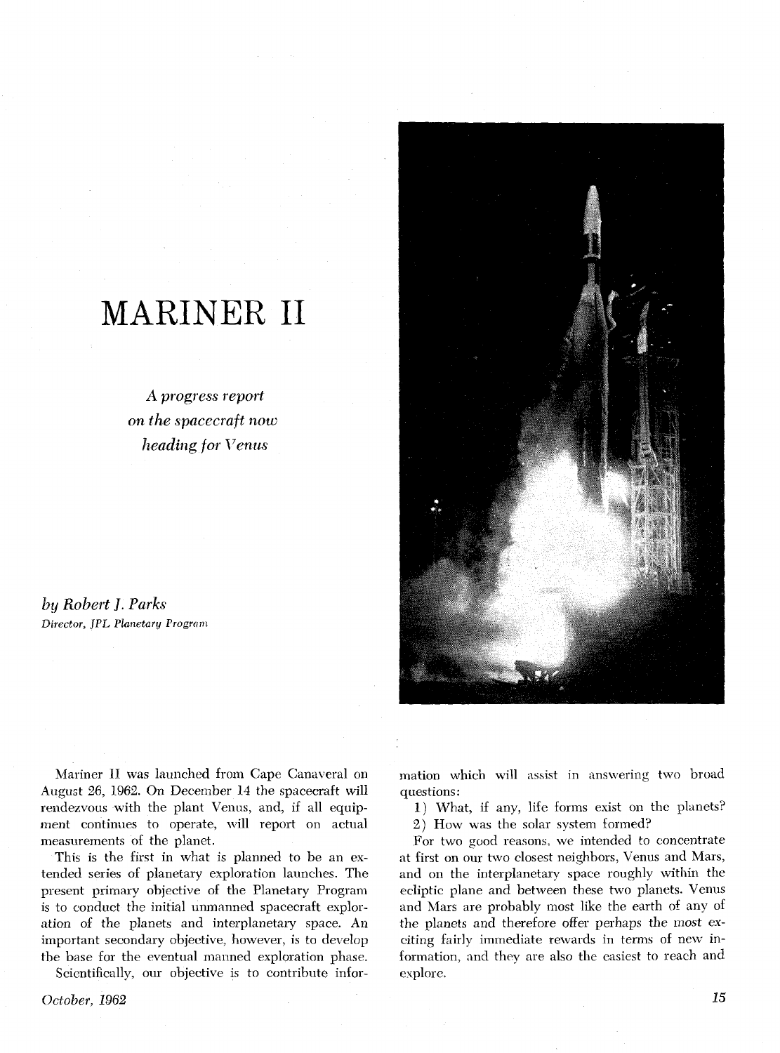# MARINER II

*A progress report on the spacecraft now heading for Venus*

*by Robert J. Parks*
*Director, JPL Planetary Program*

Mariner II was launched from Cape Canaveral on August 26, 1962. On December 14 the spacecraft will rendezvous with the plant Venus, and, if all equipment continues to operate, will report on actual measurements of the planet.

This is the first in what is planned to be an extended series of planetary exploration launches. The present primary objective of the Planetary Program is to conduct the initial unmanned spacecraft exploration of the planets and interplanetary space. An important secondary objective, however, is to develop the base for the eventual manned exploration phase.

Scientifically, our objective is to contribute information which will assist in answering two broad questions:

1) What, if any, life forms exist on the planets?
2) How was the solar system formed?

For two good reasons, we intended to concentrate at first on our two closest neighbors, Venus and Mars, and on the interplanetary space roughly within the ecliptic plane and between these two planets. Venus and Mars are probably most like the earth of any of the planets and therefore offer perhaps the most exciting fairly immediate rewards in terms of new information, and they are also the easiest to reach and explore.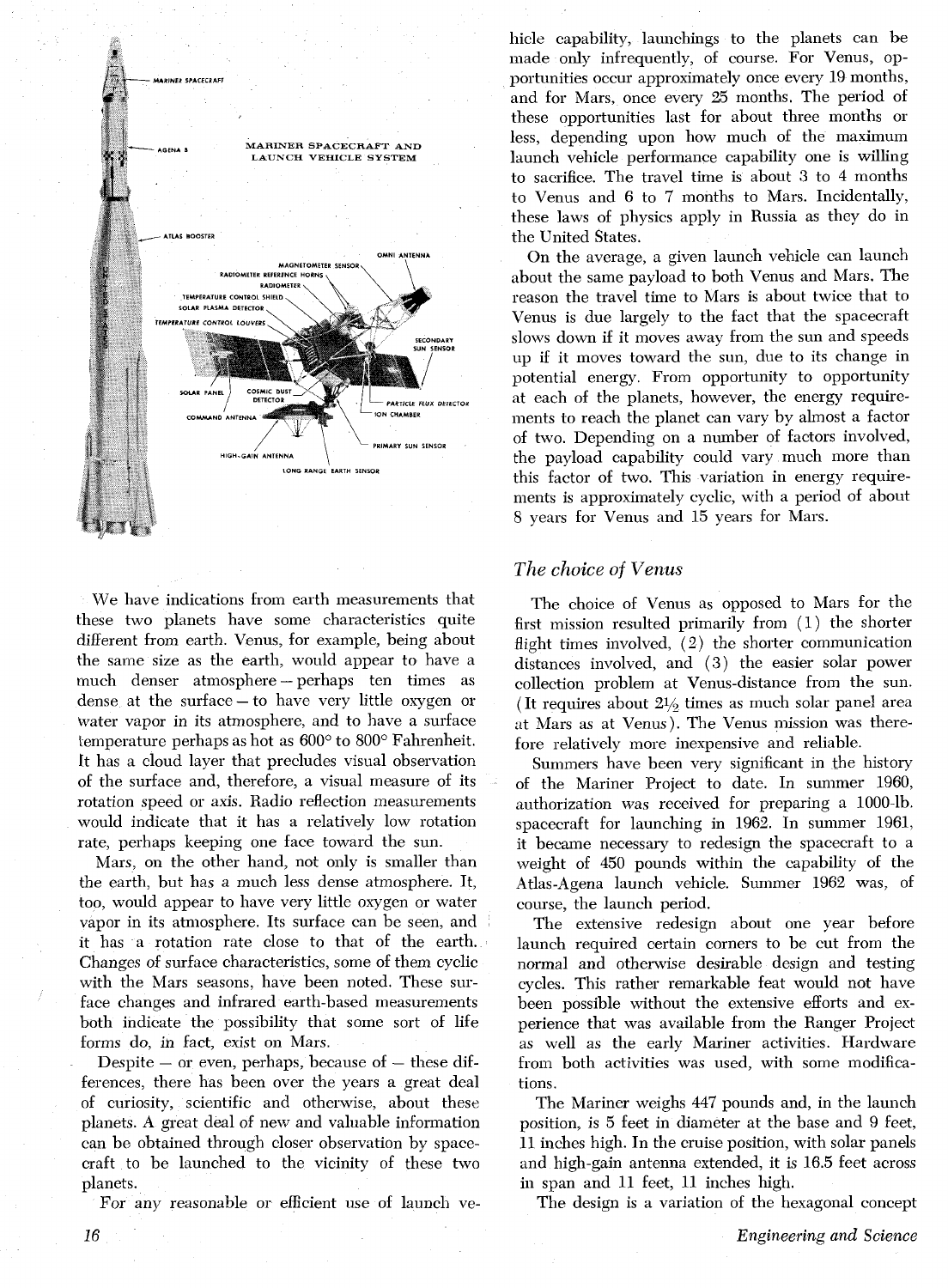MARINER SPACECRAFT AND LAUNCH VEHICLE SYSTEM

We have indications from earth measurements that these two planets have some characteristics quite different from earth. Venus, for example, being about the same size as the earth, would appear to have a much denser atmosphere — perhaps ten times as dense at the surface — to have very little oxygen or water vapor in its atmosphere, and to have a surface temperature perhaps as hot as 600° to 800° Fahrenheit. It has a cloud layer that precludes visual observation of the surface and, therefore, a visual measure of its rotation speed or axis. Radio reflection measurements would indicate that it has a relatively low rotation rate, perhaps keeping one face toward the sun.

Mars, on the other hand, not only is smaller than the earth, but has a much less dense atmosphere. It, too, would appear to have very little oxygen or water vapor in its atmosphere. Its surface can be seen, and it has a rotation rate close to that of the earth. Changes of surface characteristics, some of them cyclic with the Mars seasons, have been noted. These surface changes and infrared earth-based measurements both indicate the possibility that some sort of life forms do, in fact, exist on Mars.

Despite — or even, perhaps, because of — these differences, there has been over the years a great deal of curiosity, scientific and otherwise, about these planets. A great deal of new and valuable information can be obtained through closer observation by spacecraft to be launched to the vicinity of these two planets.

For any reasonable or efficient use of launch vehicle capability, launchings to the planets can be made only infrequently, of course. For Venus, opportunities occur approximately once every 19 months, and for Mars, once every 25 months. The period of these opportunities last for about three months or less, depending upon how much of the maximum launch vehicle performance capability one is willing to sacrifice. The travel time is about 3 to 4 months to Venus and 6 to 7 months to Mars. Incidentally, these laws of physics apply in Russia as they do in the United States.

On the average, a given launch vehicle can launch about the same payload to both Venus and Mars. The reason the travel time to Mars is about twice that to Venus is due largely to the fact that the spacecraft slows down if it moves away from the sun and speeds up if it moves toward the sun, due to its change in potential energy. From opportunity to opportunity at each of the planets, however, the energy requirements to reach the planet can vary by almost a factor of two. Depending on a number of factors involved, the payload capability could vary much more than this factor of two. This variation in energy requirements is approximately cyclic, with a period of about 8 years for Venus and 15 years for Mars.

## *The choice of Venus*

The choice of Venus as opposed to Mars for the first mission resulted primarily from (1) the shorter flight times involved, (2) the shorter communication distances involved, and (3) the easier solar power collection problem at Venus-distance from the sun. (It requires about 2½ times as much solar panel area at Mars as at Venus). The Venus mission was therefore relatively more inexpensive and reliable.

Summers have been very significant in the history of the Mariner Project to date. In summer 1960, authorization was received for preparing a 1000-lb. spacecraft for launching in 1962. In summer 1961, it became necessary to redesign the spacecraft to a weight of 450 pounds within the capability of the Atlas-Agena launch vehicle. Summer 1962 was, of course, the launch period.

The extensive redesign about one year before launch required certain corners to be cut from the normal and otherwise desirable design and testing cycles. This rather remarkable feat would not have been possible without the extensive efforts and experience that was available from the Ranger Project as well as the early Mariner activities. Hardware from both activities was used, with some modifications.

The Mariner weighs 447 pounds and, in the launch position, is 5 feet in diameter at the base and 9 feet, 11 inches high. In the cruise position, with solar panels and high-gain antenna extended, it is 16.5 feet across in span and 11 feet, 11 inches high.

The design is a variation of the hexagonal concept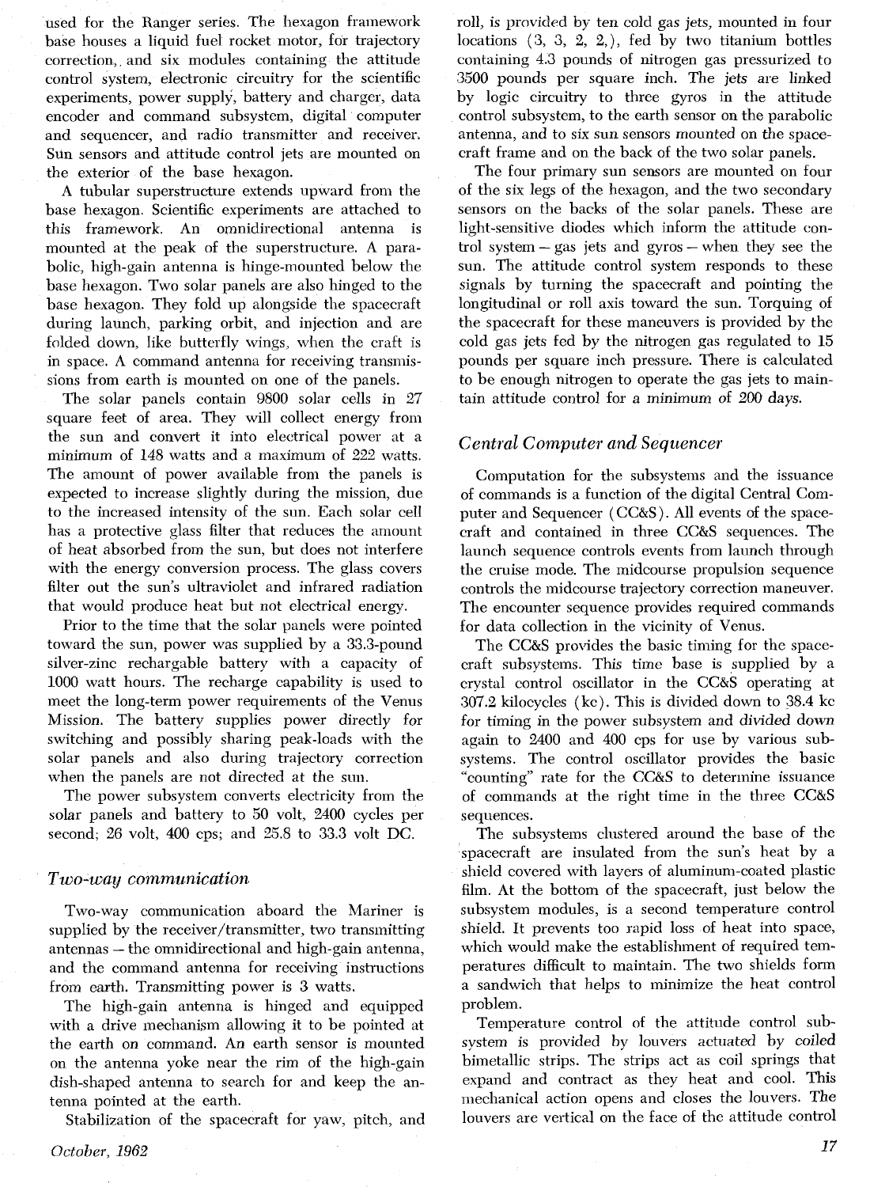used for the Ranger series. The hexagon framework base houses a liquid fuel rocket motor, for trajectory correction, and six modules containing the attitude control system, electronic circuitry for the scientific experiments, power supply, battery and charger, data encoder and command subsystem, digital computer and sequencer, and radio transmitter and receiver. Sun sensors and attitude control jets are mounted on the exterior of the base hexagon.

A tubular superstructure extends upward from the base hexagon. Scientific experiments are attached to this framework. An omnidirectional antenna is mounted at the peak of the superstructure. A parabolic, high-gain antenna is hinge-mounted below the base hexagon. Two solar panels are also hinged to the base hexagon. They fold up alongside the spacecraft during launch, parking orbit, and injection and are folded down, like butterfly wings, when the craft is in space. A command antenna for receiving transmissions from earth is mounted on one of the panels.

The solar panels contain 9800 solar cells in 27 square feet of area. They will collect energy from the sun and convert it into electrical power at a minimum of 148 watts and a maximum of 222 watts. The amount of power available from the panels is expected to increase slightly during the mission, due to the increased intensity of the sun. Each solar cell has a protective glass filter that reduces the amount of heat absorbed from the sun, but does not interfere with the energy conversion process. The glass covers filter out the sun's ultraviolet and infrared radiation that would produce heat but not electrical energy.

Prior to the time that the solar panels were pointed toward the sun, power was supplied by a 33.3-pound silver-zinc rechargable battery with a capacity of 1000 watt hours. The recharge capability is used to meet the long-term power requirements of the Venus Mission. The battery supplies power directly for switching and possibly sharing peak-loads with the solar panels and also during trajectory correction when the panels are not directed at the sun.

The power subsystem converts electricity from the solar panels and battery to 50 volt, 2400 cycles per second; 26 volt, 400 cps; and 25.8 to 33.3 volt DC.

## *Two-way communication*

Two-way communication aboard the Mariner is supplied by the receiver/transmitter, two transmitting antennas – the omnidirectional and high-gain antenna, and the command antenna for receiving instructions from earth. Transmitting power is 3 watts.

The high-gain antenna is hinged and equipped with a drive mechanism allowing it to be pointed at the earth on command. An earth sensor is mounted on the antenna yoke near the rim of the high-gain dish-shaped antenna to search for and keep the antenna pointed at the earth.

Stabilization of the spacecraft for yaw, pitch, and roll, is provided by ten cold gas jets, mounted in four locations (3, 3, 2, 2,), fed by two titanium bottles containing 4.3 pounds of nitrogen gas pressurized to 3500 pounds per square inch. The jets are linked by logic circuitry to three gyros in the attitude control subsystem, to the earth sensor on the parabolic antenna, and to six sun sensors mounted on the spacecraft frame and on the back of the two solar panels.

The four primary sun sensors are mounted on four of the six legs of the hexagon, and the two secondary sensors on the backs of the solar panels. These are light-sensitive diodes which inform the attitude control system – gas jets and gyros – when they see the sun. The attitude control system responds to these signals by turning the spacecraft and pointing the longitudinal or roll axis toward the sun. Torquing of the spacecraft for these maneuvers is provided by the cold gas jets fed by the nitrogen gas regulated to 15 pounds per square inch pressure. There is calculated to be enough nitrogen to operate the gas jets to maintain attitude control for a minimum of 200 days.

## *Central Computer and Sequencer*

Computation for the subsystems and the issuance of commands is a function of the digital Central Computer and Sequencer (CC&S). All events of the spacecraft and contained in three CC&S sequences. The launch sequence controls events from launch through the cruise mode. The midcourse propulsion sequence controls the midcourse trajectory correction maneuver. The encounter sequence provides required commands for data collection in the vicinity of Venus.

The CC&S provides the basic timing for the spacecraft subsystems. This time base is supplied by a crystal control oscillator in the CC&S operating at 307.2 kilocycles (kc). This is divided down to 38.4 kc for timing in the power subsystem and divided down again to 2400 and 400 cps for use by various subsystems. The control oscillator provides the basic "counting" rate for the CC&S to determine issuance of commands at the right time in the three CC&S sequences.

The subsystems clustered around the base of the spacecraft are insulated from the sun's heat by a shield covered with layers of aluminum-coated plastic film. At the bottom of the spacecraft, just below the subsystem modules, is a second temperature control shield. It prevents too rapid loss of heat into space, which would make the establishment of required temperatures difficult to maintain. The two shields form a sandwich that helps to minimize the heat control problem.

Temperature control of the attitude control subsystem is provided by louvers actuated by coiled bimetallic strips. The strips act as coil springs that expand and contract as they heat and cool. This mechanical action opens and closes the louvers. The louvers are vertical on the face of the attitude control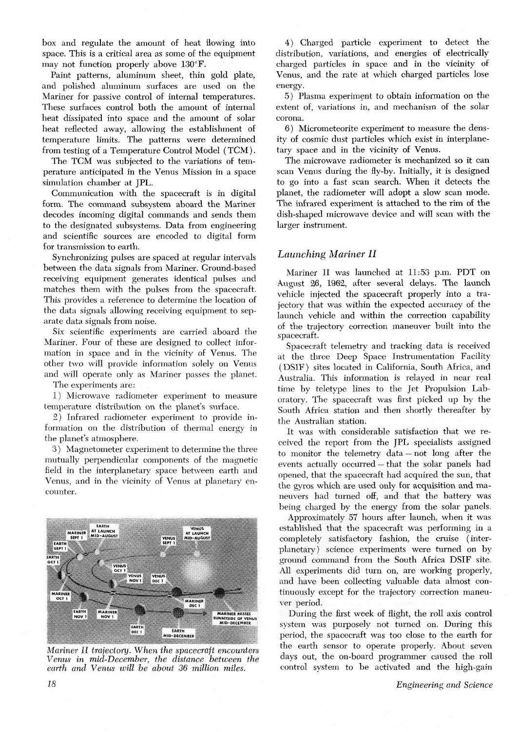box and regulate the amount of heat flowing into space. This is a critical area as some of the equipment may not function properly above 130°F.

Paint patterns, aluminum sheet, thin gold plate, and polished aluminum surfaces are used on the Mariner for passive control of internal temperatures. These surfaces control both the amount of internal heat dissipated into space and the amount of solar heat reflected away, allowing the establishment of temperature limits. The patterns were determined from testing of a Temperature Control Model (TCM).

The TCM was subjected to the variations of temperature anticipated in the Venus Mission in a space simulation chamber at JPL.

Communication with the spacecraft is in digital form. The command subsystem aboard the Mariner decodes incoming digital commands and sends them to the designated subsystems. Data from engineering and scientific sources are encoded to digital form for transmission to earth.

Synchronizing pulses are spaced at regular intervals between the data signals from Mariner. Ground-based receiving equipment generates identical pulses and matches them with the pulses from the spacecraft. This provides a reference to determine the location of the data signals allowing receiving equipment to separate data signals from noise.

Six scientific experiments are carried aboard the Mariner. Four of these are designed to collect information in space and in the vicinity of Venus. The other two will provide information solely on Venus and will operate only as Mariner passes the planet.

The experiments are:

1) Microwave radiometer experiment to measure temperature distribution on the planet's surface.

2) Infrared radiometer experiment to provide information on the distribution of thermal energy in the planet's atmosphere.

3) Magnetometer experiment to determine the three mutually perpendicular components of the magnetic field in the interplanetary space between earth and Venus, and in the vicinity of Venus at planetary encounter.

*Mariner II trajectory. When the spacecraft encounters Venus in mid-December, the distance between the earth and Venus will be about 36 million miles.*

4) Charged particle experiment to detect the distribution, variations, and energies of electrically charged particles in space and in the vicinity of Venus, and the rate at which charged particles lose energy.

5) Plasma experiment to obtain information on the extent of, variations in, and mechanism of the solar corona.

6) Micrometeorite experiment to measure the density of cosmic dust particles which exist in interplanetary space and in the vicinity of Venus.

The microwave radiometer is mechanized so it can scan Venus during the fly-by. Initially, it is designed to go into a fast scan search. When it detects the planet, the radiometer will adopt a slow scan mode. The infrared experiment is attached to the rim of the dish-shaped microwave device and will scan with the larger instrument.

## *Launching Mariner II*

Mariner II was launched at 11:53 p.m. PDT on August 26, 1962, after several delays. The launch vehicle injected the spacecraft properly into a trajectory that was within the expected accuracy of the launch vehicle and within the correction capability of the trajectory correction maneuver built into the spacecraft.

Spacecraft telemetry and tracking data is received at the three Deep Space Instrumentation Facility (DSIF) sites located in California, South Africa, and Australia. This information is relayed in near real time by teletype lines to the Jet Propulsion Laboratory. The spacecraft was first picked up by the South Africa station and then shortly thereafter by the Australian station.

It was with considerable satisfaction that we received the report from the JPL specialists assigned to monitor the telemetry data – not long after the events actually occurred – that the solar panels had opened, that the spacecraft had acquired the sun, that the gyros which are used only for acquisition and maneuvers had turned off, and that the battery was being charged by the energy from the solar panels.

Approximately 57 hours after launch, when it was established that the spacecraft was performing in a completely satisfactory fashion, the cruise (interplanetary) science experiments were turned on by ground command from the South Africa DSIF site. All experiments did turn on, are working properly, and have been collecting valuable data almost continuously except for the trajectory correction maneuver period.

During the first week of flight, the roll axis control system was purposely not turned on. During this period, the spacecraft was too close to the earth for the earth sensor to operate properly. About seven days out, the on-board programmer caused the roll control system to be activated and the high-gain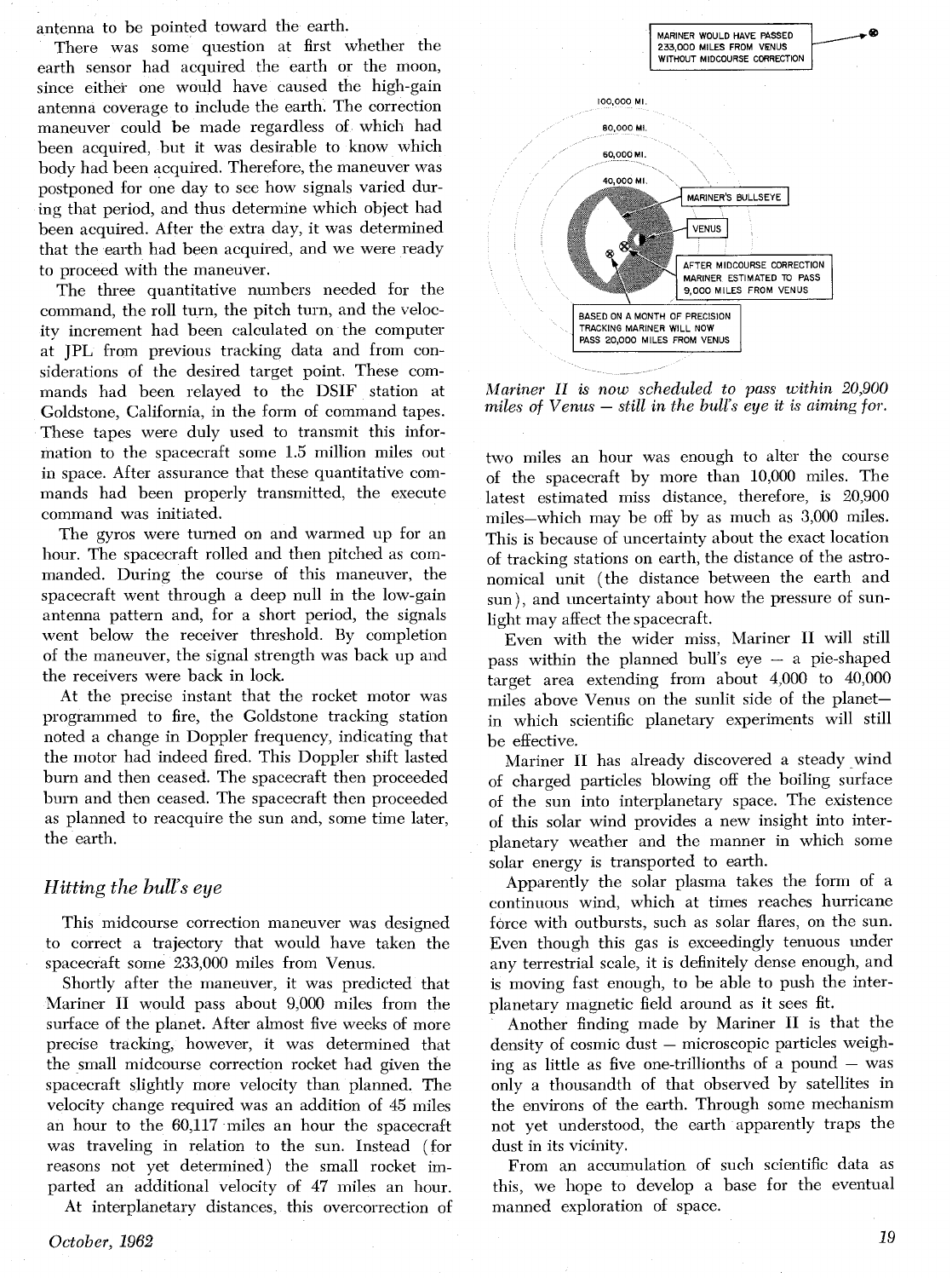antenna to be pointed toward the earth.

There was some question at first whether the earth sensor had acquired the earth or the moon, since either one would have caused the high-gain antenna coverage to include the earth. The correction maneuver could be made regardless of which had been acquired, but it was desirable to know which body had been acquired. Therefore, the maneuver was postponed for one day to see how signals varied during that period, and thus determine which object had been acquired. After the extra day, it was determined that the earth had been acquired, and we were ready to proceed with the maneuver.

The three quantitative numbers needed for the command, the roll turn, the pitch turn, and the velocity increment had been calculated on the computer at JPL from previous tracking data and from considerations of the desired target point. These commands had been relayed to the DSIF station at Goldstone, California, in the form of command tapes. These tapes were duly used to transmit this information to the spacecraft some 1.5 million miles out in space. After assurance that these quantitative commands had been properly transmitted, the execute command was initiated.

The gyros were turned on and warmed up for an hour. The spacecraft rolled and then pitched as commanded. During the course of this maneuver, the spacecraft went through a deep null in the low-gain antenna pattern and, for a short period, the signals went below the receiver threshold. By completion of the maneuver, the signal strength was back up and the receivers were back in lock.

At the precise instant that the rocket motor was programmed to fire, the Goldstone tracking station noted a change in Doppler frequency, indicating that the motor had indeed fired. This Doppler shift lasted burn and then ceased. The spacecraft then proceeded burn and then ceased. The spacecraft then proceeded as planned to reacquire the sun and, some time later, the earth.

## *Hitting the bull's eye*

This midcourse correction maneuver was designed to correct a trajectory that would have taken the spacecraft some 233,000 miles from Venus.

Shortly after the maneuver, it was predicted that Mariner II would pass about 9,000 miles from the surface of the planet. After almost five weeks of more precise tracking, however, it was determined that the small midcourse correction rocket had given the spacecraft slightly more velocity than planned. The velocity change required was an addition of 45 miles an hour to the 60,117 miles an hour the spacecraft was traveling in relation to the sun. Instead (for reasons not yet determined) the small rocket imparted an additional velocity of 47 miles an hour.

At interplanetary distances, this overcorrection of two miles an hour was enough to alter the course of the spacecraft by more than 10,000 miles. The latest estimated miss distance, therefore, is 20,900 miles—which may be off by as much as 3,000 miles. This is because of uncertainty about the exact location of tracking stations on earth, the distance of the astronomical unit (the distance between the earth and sun), and uncertainty about how the pressure of sunlight may affect the spacecraft.

MARINER WOULD HAVE PASSED 233,000 MILES FROM VENUS WITHOUT MIDCOURSE CORRECTION

100,000 MI.

80,000 MI.

60,000 MI.

40,000 MI.

MARINER'S BULLSEYE

VENUS

AFTER MIDCOURSE CORRECTION MARINER ESTIMATED TO PASS 9,000 MILES FROM VENUS

BASED ON A MONTH OF PRECISION TRACKING MARINER WILL NOW PASS 20,000 MILES FROM VENUS

*Mariner II is now scheduled to pass within 20,900 miles of Venus — still in the bull's eye it is aiming for.*

Even with the wider miss, Mariner II will still pass within the planned bull's eye — a pie-shaped target area extending from about 4,000 to 40,000 miles above Venus on the sunlit side of the planet—in which scientific planetary experiments will still be effective.

Mariner II has already discovered a steady wind of charged particles blowing off the boiling surface of the sun into interplanetary space. The existence of this solar wind provides a new insight into interplanetary weather and the manner in which some solar energy is transported to earth.

Apparently the solar plasma takes the form of a continuous wind, which at times reaches hurricane force with outbursts, such as solar flares, on the sun. Even though this gas is exceedingly tenuous under any terrestrial scale, it is definitely dense enough, and is moving fast enough, to be able to push the interplanetary magnetic field around as it sees fit.

Another finding made by Mariner II is that the density of cosmic dust — microscopic particles weighing as little as five one-trillionths of a pound — was only a thousandth of that observed by satellites in the environs of the earth. Through some mechanism not yet understood, the earth apparently traps the dust in its vicinity.

From an accumulation of such scientific data as this, we hope to develop a base for the eventual manned exploration of space.